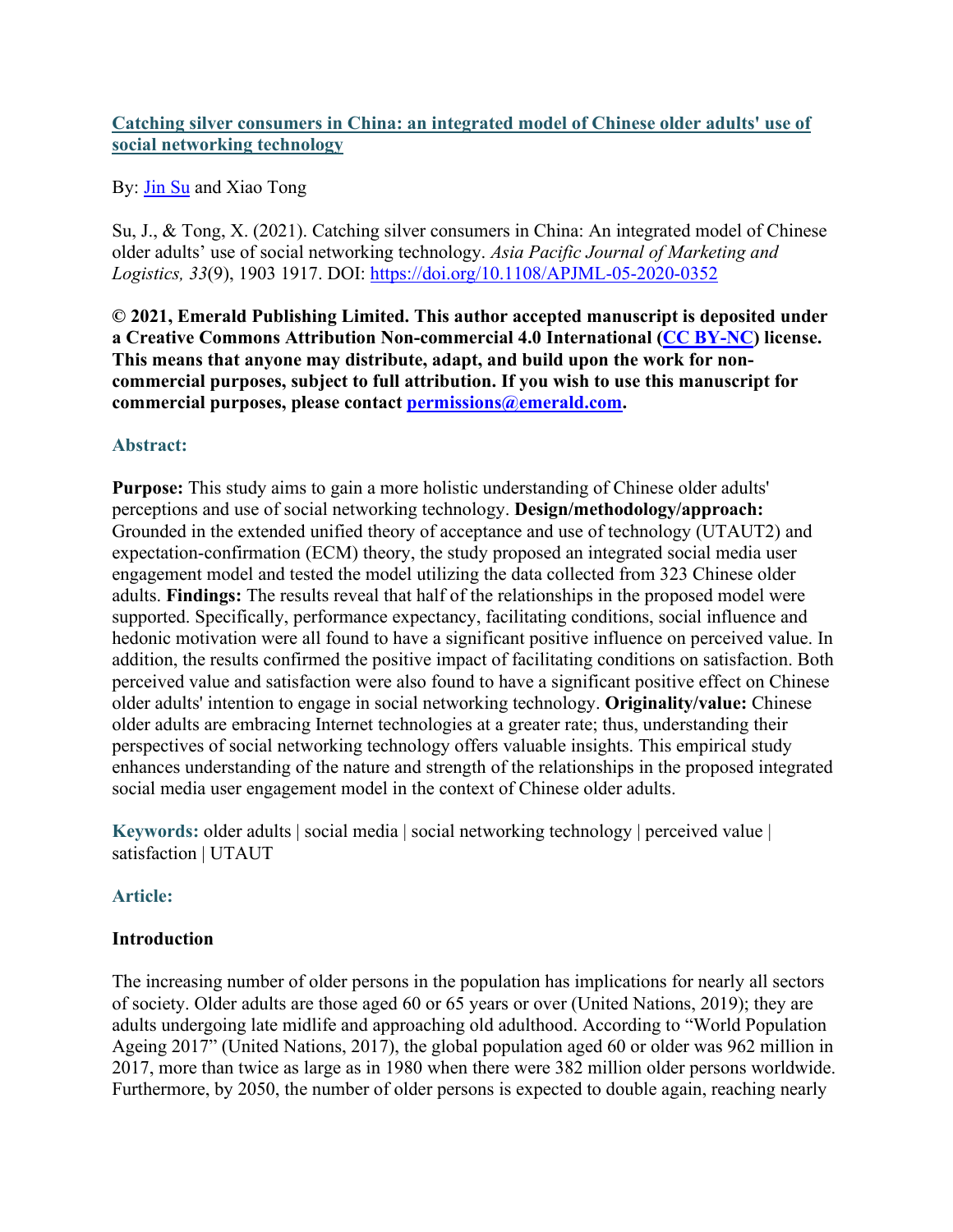**Catching silver consumers in China: an integrated model of Chinese older adults' use of social networking technology**

By: Jin Su and Xiao Tong

Su, J., & Tong, X. (2021). Catching silver consumers in China: An integrated model of Chinese older adults' use of social networking technology. *Asia Pacific Journal of Marketing and Logistics, 33*(9), 1903 1917. DOI: https://doi.org/10.1108/APJML-05-2020-0352

**© 2021, Emerald Publishing Limited. This author accepted manuscript is deposited under a Creative Commons Attribution Non-commercial 4.0 International (CC BY-NC) license. This means that anyone may distribute, adapt, and build upon the work for non-commercial purposes, subject to full attribution. If you wish to use this manuscript for commercial purposes, please contact permissions@emerald.com.**

### Abstract:

**Purpose:** This study aims to gain a more holistic understanding of Chinese older adults' perceptions and use of social networking technology. **Design/methodology/approach:** Grounded in the extended unified theory of acceptance and use of technology (UTAUT2) and expectation-confirmation (ECM) theory, the study proposed an integrated social media user engagement model and tested the model utilizing the data collected from 323 Chinese older adults. **Findings:** The results reveal that half of the relationships in the proposed model were supported. Specifically, performance expectancy, facilitating conditions, social influence and hedonic motivation were all found to have a significant positive influence on perceived value. In addition, the results confirmed the positive impact of facilitating conditions on satisfaction. Both perceived value and satisfaction were also found to have a significant positive effect on Chinese older adults' intention to engage in social networking technology. **Originality/value:** Chinese older adults are embracing Internet technologies at a greater rate; thus, understanding their perspectives of social networking technology offers valuable insights. This empirical study enhances understanding of the nature and strength of the relationships in the proposed integrated social media user engagement model in the context of Chinese older adults.

**Keywords:** older adults | social media | social networking technology | perceived value | satisfaction | UTAUT

### Article:

#### Introduction

The increasing number of older persons in the population has implications for nearly all sectors of society. Older adults are those aged 60 or 65 years or over (United Nations, 2019); they are adults undergoing late midlife and approaching old adulthood. According to "World Population Ageing 2017" (United Nations, 2017), the global population aged 60 or older was 962 million in 2017, more than twice as large as in 1980 when there were 382 million older persons worldwide. Furthermore, by 2050, the number of older persons is expected to double again, reaching nearly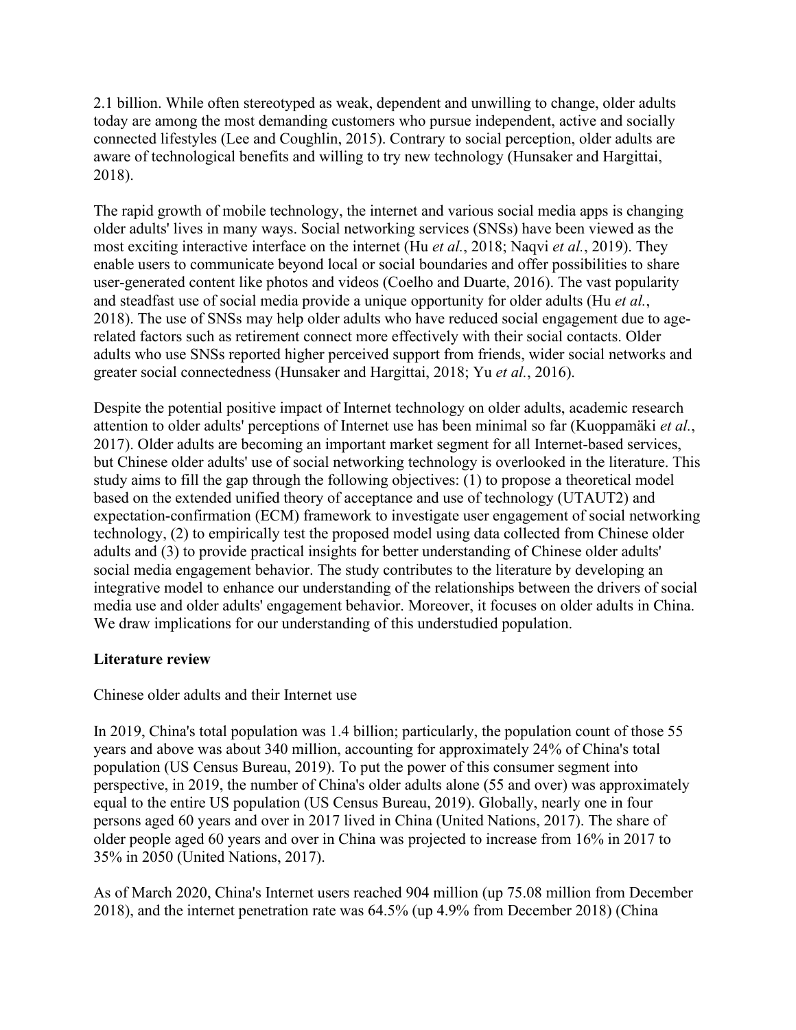2.1 billion. While often stereotyped as weak, dependent and unwilling to change, older adults today are among the most demanding customers who pursue independent, active and socially connected lifestyles (Lee and Coughlin, 2015). Contrary to social perception, older adults are aware of technological benefits and willing to try new technology (Hunsaker and Hargittai, 2018).

The rapid growth of mobile technology, the internet and various social media apps is changing older adults' lives in many ways. Social networking services (SNSs) have been viewed as the most exciting interactive interface on the internet (Hu *et al.*, 2018; Naqvi *et al.*, 2019). They enable users to communicate beyond local or social boundaries and offer possibilities to share user-generated content like photos and videos (Coelho and Duarte, 2016). The vast popularity and steadfast use of social media provide a unique opportunity for older adults (Hu *et al.*, 2018). The use of SNSs may help older adults who have reduced social engagement due to age-related factors such as retirement connect more effectively with their social contacts. Older adults who use SNSs reported higher perceived support from friends, wider social networks and greater social connectedness (Hunsaker and Hargittai, 2018; Yu *et al.*, 2016).

Despite the potential positive impact of Internet technology on older adults, academic research attention to older adults' perceptions of Internet use has been minimal so far (Kuoppamäki *et al.*, 2017). Older adults are becoming an important market segment for all Internet-based services, but Chinese older adults' use of social networking technology is overlooked in the literature. This study aims to fill the gap through the following objectives: (1) to propose a theoretical model based on the extended unified theory of acceptance and use of technology (UTAUT2) and expectation-confirmation (ECM) framework to investigate user engagement of social networking technology, (2) to empirically test the proposed model using data collected from Chinese older adults and (3) to provide practical insights for better understanding of Chinese older adults' social media engagement behavior. The study contributes to the literature by developing an integrative model to enhance our understanding of the relationships between the drivers of social media use and older adults' engagement behavior. Moreover, it focuses on older adults in China. We draw implications for our understanding of this understudied population.

## Literature review

### Chinese older adults and their Internet use

In 2019, China's total population was 1.4 billion; particularly, the population count of those 55 years and above was about 340 million, accounting for approximately 24% of China's total population (US Census Bureau, 2019). To put the power of this consumer segment into perspective, in 2019, the number of China's older adults alone (55 and over) was approximately equal to the entire US population (US Census Bureau, 2019). Globally, nearly one in four persons aged 60 years and over in 2017 lived in China (United Nations, 2017). The share of older people aged 60 years and over in China was projected to increase from 16% in 2017 to 35% in 2050 (United Nations, 2017).

As of March 2020, China's Internet users reached 904 million (up 75.08 million from December 2018), and the internet penetration rate was 64.5% (up 4.9% from December 2018) (China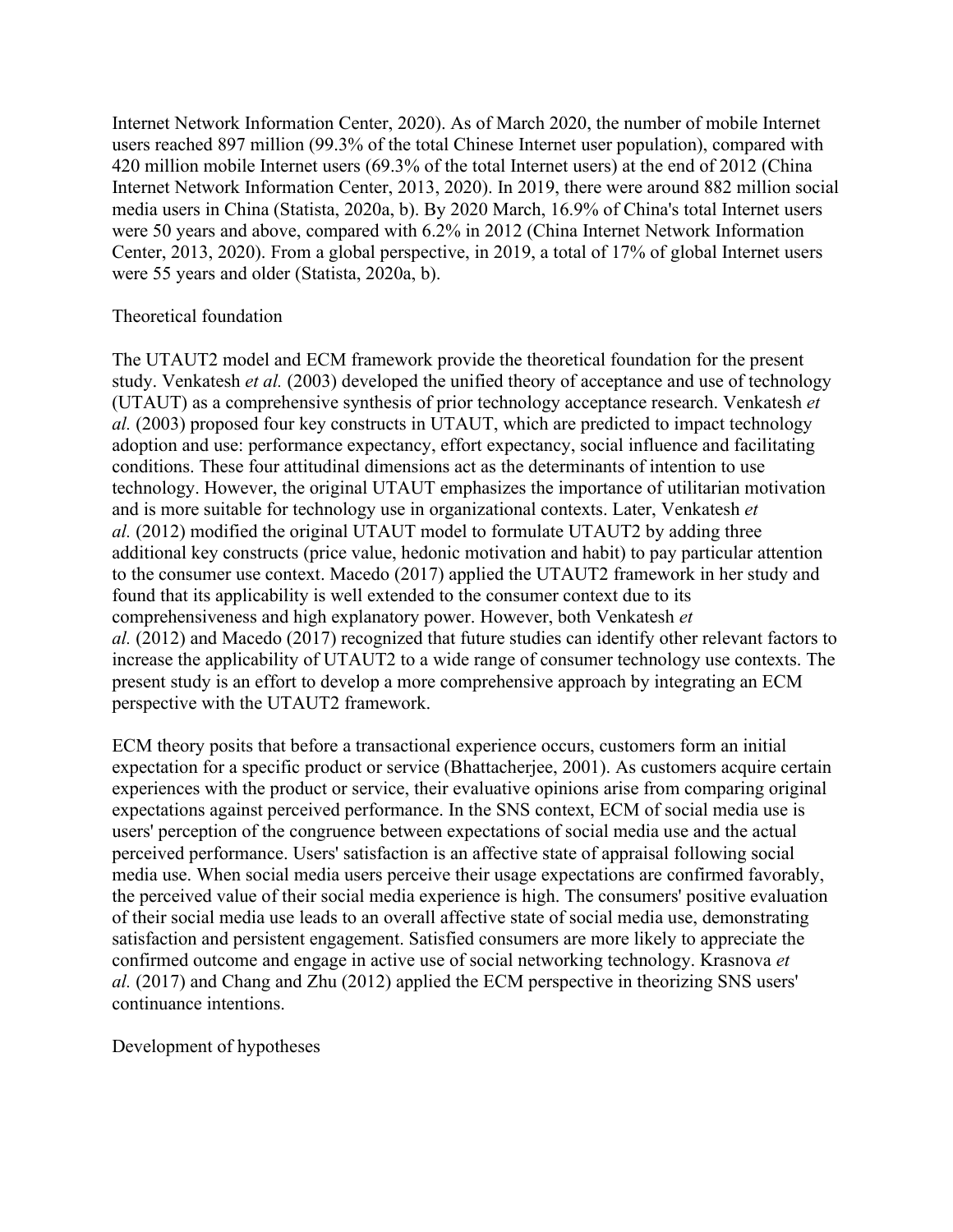Internet Network Information Center, 2020). As of March 2020, the number of mobile Internet users reached 897 million (99.3% of the total Chinese Internet user population), compared with 420 million mobile Internet users (69.3% of the total Internet users) at the end of 2012 (China Internet Network Information Center, 2013, 2020). In 2019, there were around 882 million social media users in China (Statista, 2020a, b). By 2020 March, 16.9% of China's total Internet users were 50 years and above, compared with 6.2% in 2012 (China Internet Network Information Center, 2013, 2020). From a global perspective, in 2019, a total of 17% of global Internet users were 55 years and older (Statista, 2020a, b).

## Theoretical foundation

The UTAUT2 model and ECM framework provide the theoretical foundation for the present study. Venkatesh *et al.* (2003) developed the unified theory of acceptance and use of technology (UTAUT) as a comprehensive synthesis of prior technology acceptance research. Venkatesh *et al.* (2003) proposed four key constructs in UTAUT, which are predicted to impact technology adoption and use: performance expectancy, effort expectancy, social influence and facilitating conditions. These four attitudinal dimensions act as the determinants of intention to use technology. However, the original UTAUT emphasizes the importance of utilitarian motivation and is more suitable for technology use in organizational contexts. Later, Venkatesh *et al.* (2012) modified the original UTAUT model to formulate UTAUT2 by adding three additional key constructs (price value, hedonic motivation and habit) to pay particular attention to the consumer use context. Macedo (2017) applied the UTAUT2 framework in her study and found that its applicability is well extended to the consumer context due to its comprehensiveness and high explanatory power. However, both Venkatesh *et al.* (2012) and Macedo (2017) recognized that future studies can identify other relevant factors to increase the applicability of UTAUT2 to a wide range of consumer technology use contexts. The present study is an effort to develop a more comprehensive approach by integrating an ECM perspective with the UTAUT2 framework.

ECM theory posits that before a transactional experience occurs, customers form an initial expectation for a specific product or service (Bhattacherjee, 2001). As customers acquire certain experiences with the product or service, their evaluative opinions arise from comparing original expectations against perceived performance. In the SNS context, ECM of social media use is users' perception of the congruence between expectations of social media use and the actual perceived performance. Users' satisfaction is an affective state of appraisal following social media use. When social media users perceive their usage expectations are confirmed favorably, the perceived value of their social media experience is high. The consumers' positive evaluation of their social media use leads to an overall affective state of social media use, demonstrating satisfaction and persistent engagement. Satisfied consumers are more likely to appreciate the confirmed outcome and engage in active use of social networking technology. Krasnova *et al.* (2017) and Chang and Zhu (2012) applied the ECM perspective in theorizing SNS users' continuance intentions.

## Development of hypotheses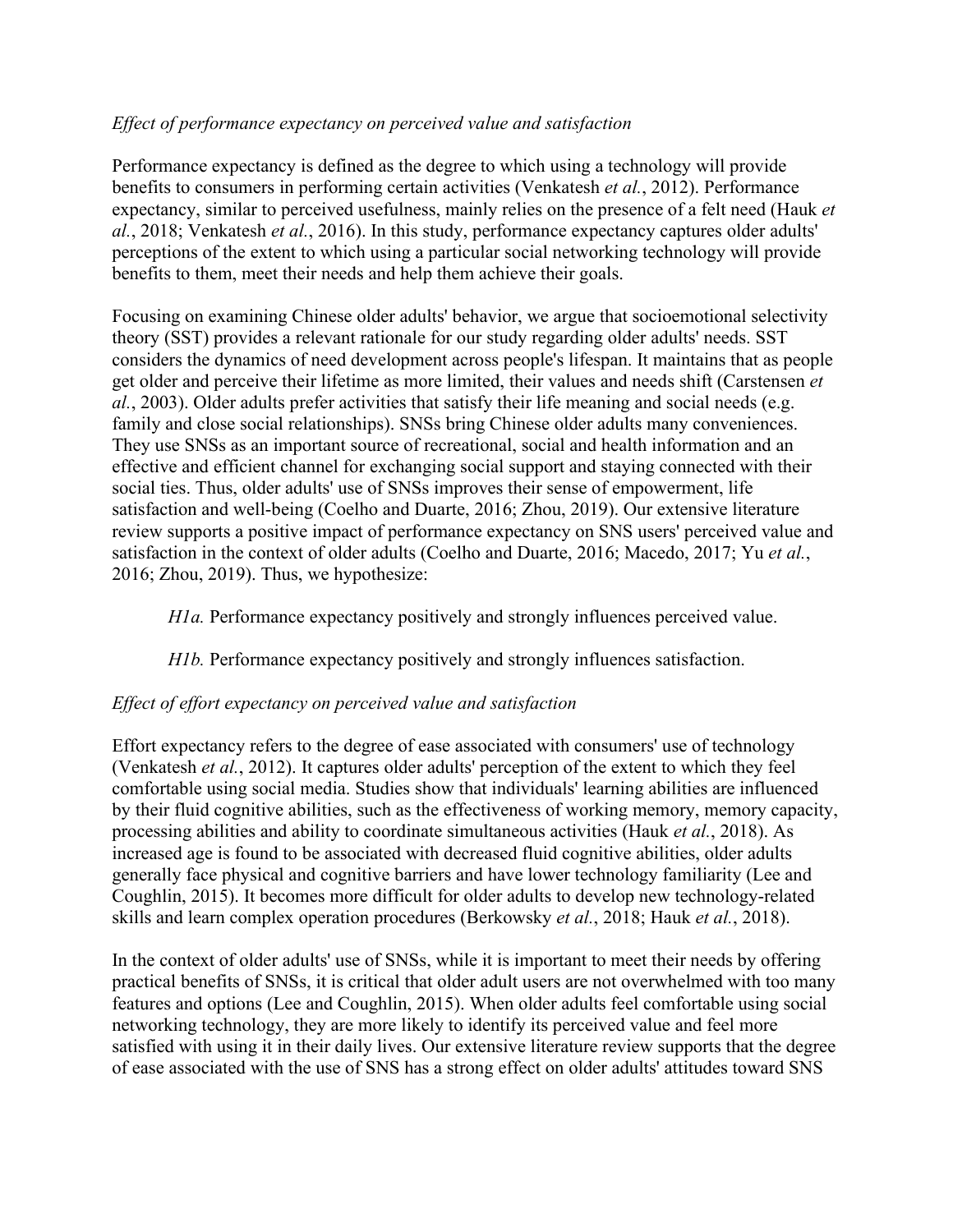### *Effect of performance expectancy on perceived value and satisfaction*

Performance expectancy is defined as the degree to which using a technology will provide benefits to consumers in performing certain activities (Venkatesh *et al.*, 2012). Performance expectancy, similar to perceived usefulness, mainly relies on the presence of a felt need (Hauk *et al.*, 2018; Venkatesh *et al.*, 2016). In this study, performance expectancy captures older adults' perceptions of the extent to which using a particular social networking technology will provide benefits to them, meet their needs and help them achieve their goals.

Focusing on examining Chinese older adults' behavior, we argue that socioemotional selectivity theory (SST) provides a relevant rationale for our study regarding older adults' needs. SST considers the dynamics of need development across people's lifespan. It maintains that as people get older and perceive their lifetime as more limited, their values and needs shift (Carstensen *et al.*, 2003). Older adults prefer activities that satisfy their life meaning and social needs (e.g. family and close social relationships). SNSs bring Chinese older adults many conveniences. They use SNSs as an important source of recreational, social and health information and an effective and efficient channel for exchanging social support and staying connected with their social ties. Thus, older adults' use of SNSs improves their sense of empowerment, life satisfaction and well-being (Coelho and Duarte, 2016; Zhou, 2019). Our extensive literature review supports a positive impact of performance expectancy on SNS users' perceived value and satisfaction in the context of older adults (Coelho and Duarte, 2016; Macedo, 2017; Yu *et al.*, 2016; Zhou, 2019). Thus, we hypothesize:

> *H1a.* Performance expectancy positively and strongly influences perceived value.

> *H1b.* Performance expectancy positively and strongly influences satisfaction.

### *Effect of effort expectancy on perceived value and satisfaction*

Effort expectancy refers to the degree of ease associated with consumers' use of technology (Venkatesh *et al.*, 2012). It captures older adults' perception of the extent to which they feel comfortable using social media. Studies show that individuals' learning abilities are influenced by their fluid cognitive abilities, such as the effectiveness of working memory, memory capacity, processing abilities and ability to coordinate simultaneous activities (Hauk *et al.*, 2018). As increased age is found to be associated with decreased fluid cognitive abilities, older adults generally face physical and cognitive barriers and have lower technology familiarity (Lee and Coughlin, 2015). It becomes more difficult for older adults to develop new technology-related skills and learn complex operation procedures (Berkowsky *et al.*, 2018; Hauk *et al.*, 2018).

In the context of older adults' use of SNSs, while it is important to meet their needs by offering practical benefits of SNSs, it is critical that older adult users are not overwhelmed with too many features and options (Lee and Coughlin, 2015). When older adults feel comfortable using social networking technology, they are more likely to identify its perceived value and feel more satisfied with using it in their daily lives. Our extensive literature review supports that the degree of ease associated with the use of SNS has a strong effect on older adults' attitudes toward SNS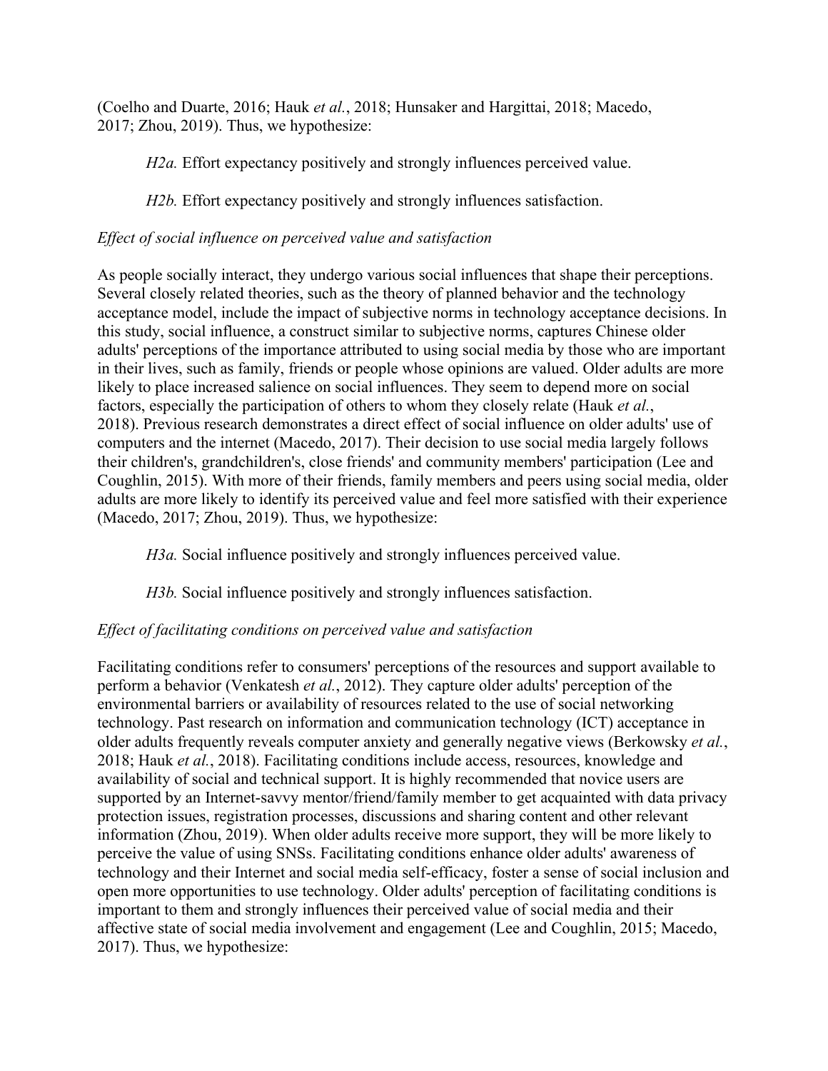(Coelho and Duarte, 2016; Hauk *et al.*, 2018; Hunsaker and Hargittai, 2018; Macedo, 2017; Zhou, 2019). Thus, we hypothesize:

> *H2a.* Effort expectancy positively and strongly influences perceived value.

> *H2b.* Effort expectancy positively and strongly influences satisfaction.

### *Effect of social influence on perceived value and satisfaction*

As people socially interact, they undergo various social influences that shape their perceptions. Several closely related theories, such as the theory of planned behavior and the technology acceptance model, include the impact of subjective norms in technology acceptance decisions. In this study, social influence, a construct similar to subjective norms, captures Chinese older adults' perceptions of the importance attributed to using social media by those who are important in their lives, such as family, friends or people whose opinions are valued. Older adults are more likely to place increased salience on social influences. They seem to depend more on social factors, especially the participation of others to whom they closely relate (Hauk *et al.*, 2018). Previous research demonstrates a direct effect of social influence on older adults' use of computers and the internet (Macedo, 2017). Their decision to use social media largely follows their children's, grandchildren's, close friends' and community members' participation (Lee and Coughlin, 2015). With more of their friends, family members and peers using social media, older adults are more likely to identify its perceived value and feel more satisfied with their experience (Macedo, 2017; Zhou, 2019). Thus, we hypothesize:

> *H3a.* Social influence positively and strongly influences perceived value.

> *H3b.* Social influence positively and strongly influences satisfaction.

### *Effect of facilitating conditions on perceived value and satisfaction*

Facilitating conditions refer to consumers' perceptions of the resources and support available to perform a behavior (Venkatesh *et al.*, 2012). They capture older adults' perception of the environmental barriers or availability of resources related to the use of social networking technology. Past research on information and communication technology (ICT) acceptance in older adults frequently reveals computer anxiety and generally negative views (Berkowsky *et al.*, 2018; Hauk *et al.*, 2018). Facilitating conditions include access, resources, knowledge and availability of social and technical support. It is highly recommended that novice users are supported by an Internet-savvy mentor/friend/family member to get acquainted with data privacy protection issues, registration processes, discussions and sharing content and other relevant information (Zhou, 2019). When older adults receive more support, they will be more likely to perceive the value of using SNSs. Facilitating conditions enhance older adults' awareness of technology and their Internet and social media self-efficacy, foster a sense of social inclusion and open more opportunities to use technology. Older adults' perception of facilitating conditions is important to them and strongly influences their perceived value of social media and their affective state of social media involvement and engagement (Lee and Coughlin, 2015; Macedo, 2017). Thus, we hypothesize: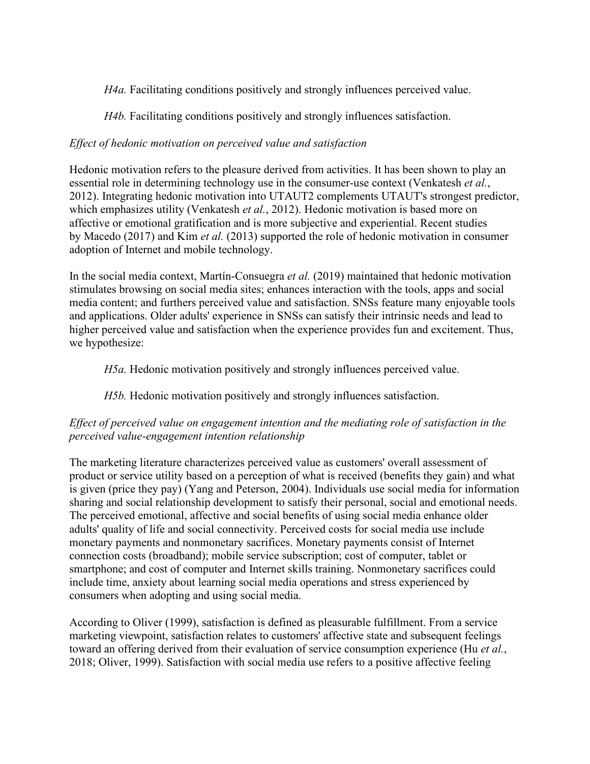*H4a.* Facilitating conditions positively and strongly influences perceived value.

*H4b.* Facilitating conditions positively and strongly influences satisfaction.

*Effect of hedonic motivation on perceived value and satisfaction*

Hedonic motivation refers to the pleasure derived from activities. It has been shown to play an essential role in determining technology use in the consumer-use context (Venkatesh *et al.*, 2012). Integrating hedonic motivation into UTAUT2 complements UTAUT's strongest predictor, which emphasizes utility (Venkatesh *et al.*, 2012). Hedonic motivation is based more on affective or emotional gratification and is more subjective and experiential. Recent studies by Macedo (2017) and Kim *et al.* (2013) supported the role of hedonic motivation in consumer adoption of Internet and mobile technology.

In the social media context, Martín-Consuegra *et al.* (2019) maintained that hedonic motivation stimulates browsing on social media sites; enhances interaction with the tools, apps and social media content; and furthers perceived value and satisfaction. SNSs feature many enjoyable tools and applications. Older adults' experience in SNSs can satisfy their intrinsic needs and lead to higher perceived value and satisfaction when the experience provides fun and excitement. Thus, we hypothesize:

*H5a.* Hedonic motivation positively and strongly influences perceived value.

*H5b.* Hedonic motivation positively and strongly influences satisfaction.

*Effect of perceived value on engagement intention and the mediating role of satisfaction in the perceived value-engagement intention relationship*

The marketing literature characterizes perceived value as customers' overall assessment of product or service utility based on a perception of what is received (benefits they gain) and what is given (price they pay) (Yang and Peterson, 2004). Individuals use social media for information sharing and social relationship development to satisfy their personal, social and emotional needs. The perceived emotional, affective and social benefits of using social media enhance older adults' quality of life and social connectivity. Perceived costs for social media use include monetary payments and nonmonetary sacrifices. Monetary payments consist of Internet connection costs (broadband); mobile service subscription; cost of computer, tablet or smartphone; and cost of computer and Internet skills training. Nonmonetary sacrifices could include time, anxiety about learning social media operations and stress experienced by consumers when adopting and using social media.

According to Oliver (1999), satisfaction is defined as pleasurable fulfillment. From a service marketing viewpoint, satisfaction relates to customers' affective state and subsequent feelings toward an offering derived from their evaluation of service consumption experience (Hu *et al.*, 2018; Oliver, 1999). Satisfaction with social media use refers to a positive affective feeling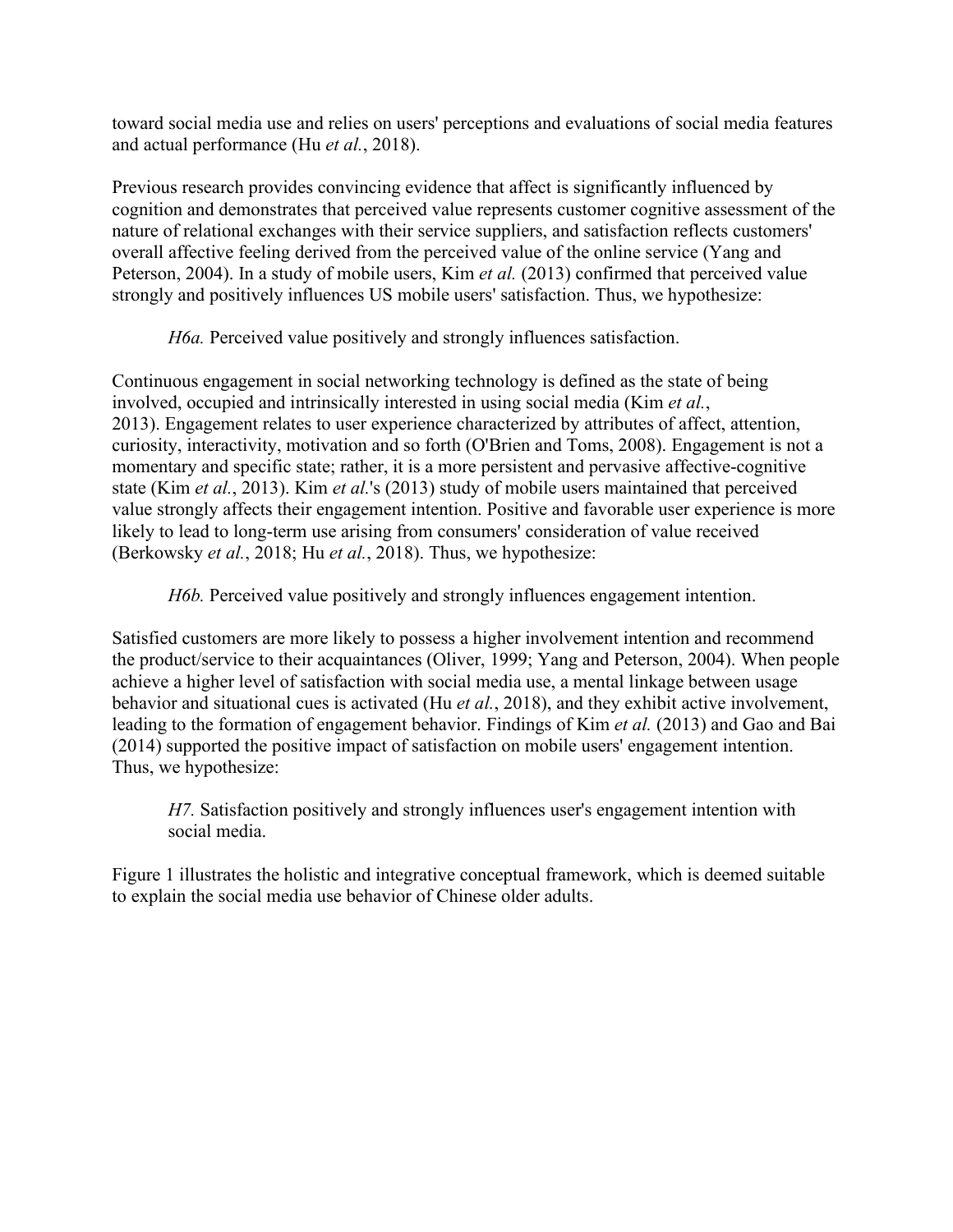toward social media use and relies on users' perceptions and evaluations of social media features and actual performance (Hu *et al.*, 2018).

Previous research provides convincing evidence that affect is significantly influenced by cognition and demonstrates that perceived value represents customer cognitive assessment of the nature of relational exchanges with their service suppliers, and satisfaction reflects customers' overall affective feeling derived from the perceived value of the online service (Yang and Peterson, 2004). In a study of mobile users, Kim *et al.* (2013) confirmed that perceived value strongly and positively influences US mobile users' satisfaction. Thus, we hypothesize:

> *H6a.* Perceived value positively and strongly influences satisfaction.

Continuous engagement in social networking technology is defined as the state of being involved, occupied and intrinsically interested in using social media (Kim *et al.*, 2013). Engagement relates to user experience characterized by attributes of affect, attention, curiosity, interactivity, motivation and so forth (O'Brien and Toms, 2008). Engagement is not a momentary and specific state; rather, it is a more persistent and pervasive affective-cognitive state (Kim *et al.*, 2013). Kim *et al.*'s (2013) study of mobile users maintained that perceived value strongly affects their engagement intention. Positive and favorable user experience is more likely to lead to long-term use arising from consumers' consideration of value received (Berkowsky *et al.*, 2018; Hu *et al.*, 2018). Thus, we hypothesize:

> *H6b.* Perceived value positively and strongly influences engagement intention.

Satisfied customers are more likely to possess a higher involvement intention and recommend the product/service to their acquaintances (Oliver, 1999; Yang and Peterson, 2004). When people achieve a higher level of satisfaction with social media use, a mental linkage between usage behavior and situational cues is activated (Hu *et al.*, 2018), and they exhibit active involvement, leading to the formation of engagement behavior. Findings of Kim *et al.* (2013) and Gao and Bai (2014) supported the positive impact of satisfaction on mobile users' engagement intention. Thus, we hypothesize:

> *H7.* Satisfaction positively and strongly influences user's engagement intention with social media.

Figure 1 illustrates the holistic and integrative conceptual framework, which is deemed suitable to explain the social media use behavior of Chinese older adults.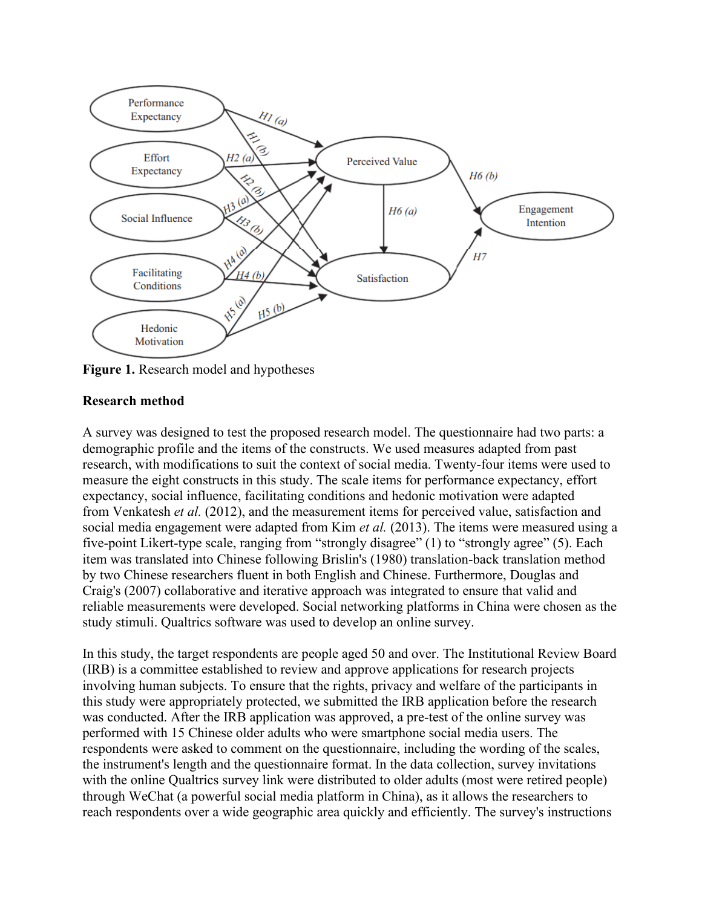**Figure 1.** Research model and hypotheses

**Research method**

A survey was designed to test the proposed research model. The questionnaire had two parts: a demographic profile and the items of the constructs. We used measures adapted from past research, with modifications to suit the context of social media. Twenty-four items were used to measure the eight constructs in this study. The scale items for performance expectancy, effort expectancy, social influence, facilitating conditions and hedonic motivation were adapted from Venkatesh *et al.* (2012), and the measurement items for perceived value, satisfaction and social media engagement were adapted from Kim *et al.* (2013). The items were measured using a five-point Likert-type scale, ranging from "strongly disagree" (1) to "strongly agree" (5). Each item was translated into Chinese following Brislin's (1980) translation-back translation method by two Chinese researchers fluent in both English and Chinese. Furthermore, Douglas and Craig's (2007) collaborative and iterative approach was integrated to ensure that valid and reliable measurements were developed. Social networking platforms in China were chosen as the study stimuli. Qualtrics software was used to develop an online survey.

In this study, the target respondents are people aged 50 and over. The Institutional Review Board (IRB) is a committee established to review and approve applications for research projects involving human subjects. To ensure that the rights, privacy and welfare of the participants in this study were appropriately protected, we submitted the IRB application before the research was conducted. After the IRB application was approved, a pre-test of the online survey was performed with 15 Chinese older adults who were smartphone social media users. The respondents were asked to comment on the questionnaire, including the wording of the scales, the instrument's length and the questionnaire format. In the data collection, survey invitations with the online Qualtrics survey link were distributed to older adults (most were retired people) through WeChat (a powerful social media platform in China), as it allows the researchers to reach respondents over a wide geographic area quickly and efficiently. The survey's instructions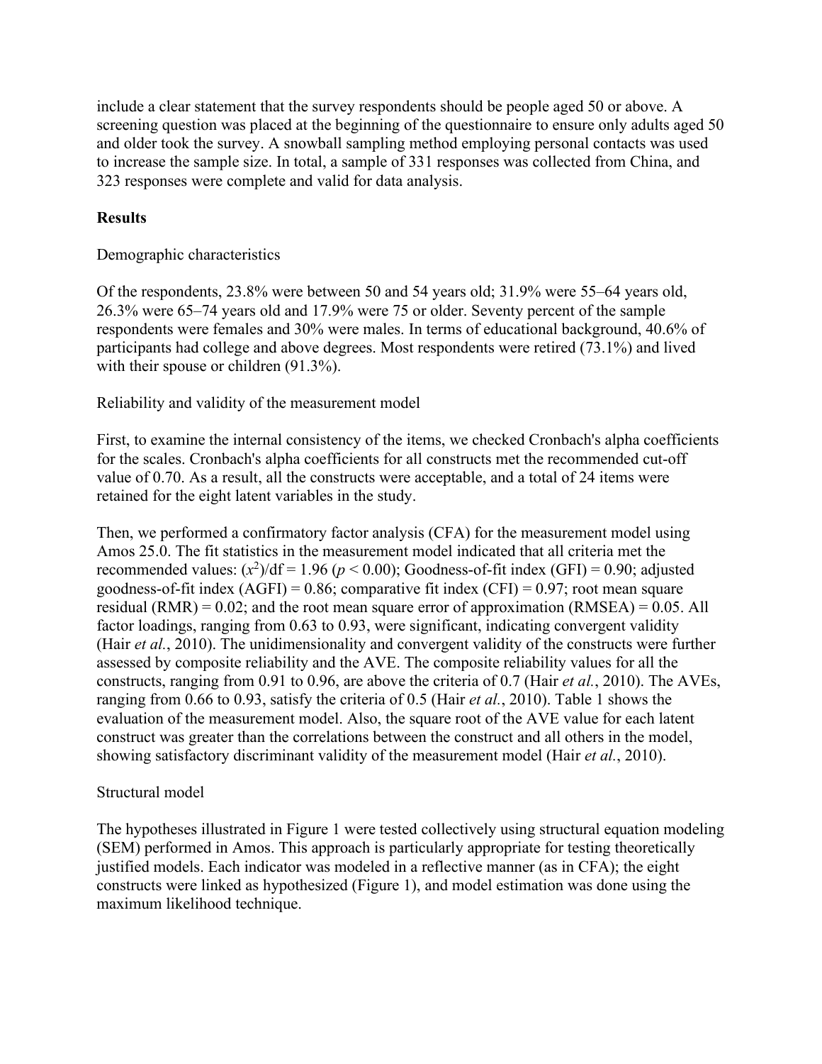include a clear statement that the survey respondents should be people aged 50 or above. A screening question was placed at the beginning of the questionnaire to ensure only adults aged 50 and older took the survey. A snowball sampling method employing personal contacts was used to increase the sample size. In total, a sample of 331 responses was collected from China, and 323 responses were complete and valid for data analysis.

## Results

### Demographic characteristics

Of the respondents, 23.8% were between 50 and 54 years old; 31.9% were 55–64 years old, 26.3% were 65–74 years old and 17.9% were 75 or older. Seventy percent of the sample respondents were females and 30% were males. In terms of educational background, 40.6% of participants had college and above degrees. Most respondents were retired (73.1%) and lived with their spouse or children (91.3%).

### Reliability and validity of the measurement model

First, to examine the internal consistency of the items, we checked Cronbach's alpha coefficients for the scales. Cronbach's alpha coefficients for all constructs met the recommended cut-off value of 0.70. As a result, all the constructs were acceptable, and a total of 24 items were retained for the eight latent variables in the study.

Then, we performed a confirmatory factor analysis (CFA) for the measurement model using Amos 25.0. The fit statistics in the measurement model indicated that all criteria met the recommended values: $(x^2)/\text{df} = 1.96$ ($p < 0.00$); Goodness-of-fit index (GFI) = 0.90; adjusted goodness-of-fit index (AGFI) = 0.86; comparative fit index (CFI) = 0.97; root mean square residual (RMR) = 0.02; and the root mean square error of approximation (RMSEA) = 0.05. All factor loadings, ranging from 0.63 to 0.93, were significant, indicating convergent validity (Hair *et al.*, 2010). The unidimensionality and convergent validity of the constructs were further assessed by composite reliability and the AVE. The composite reliability values for all the constructs, ranging from 0.91 to 0.96, are above the criteria of 0.7 (Hair *et al.*, 2010). The AVEs, ranging from 0.66 to 0.93, satisfy the criteria of 0.5 (Hair *et al.*, 2010). Table 1 shows the evaluation of the measurement model. Also, the square root of the AVE value for each latent construct was greater than the correlations between the construct and all others in the model, showing satisfactory discriminant validity of the measurement model (Hair *et al.*, 2010).

### Structural model

The hypotheses illustrated in Figure 1 were tested collectively using structural equation modeling (SEM) performed in Amos. This approach is particularly appropriate for testing theoretically justified models. Each indicator was modeled in a reflective manner (as in CFA); the eight constructs were linked as hypothesized (Figure 1), and model estimation was done using the maximum likelihood technique.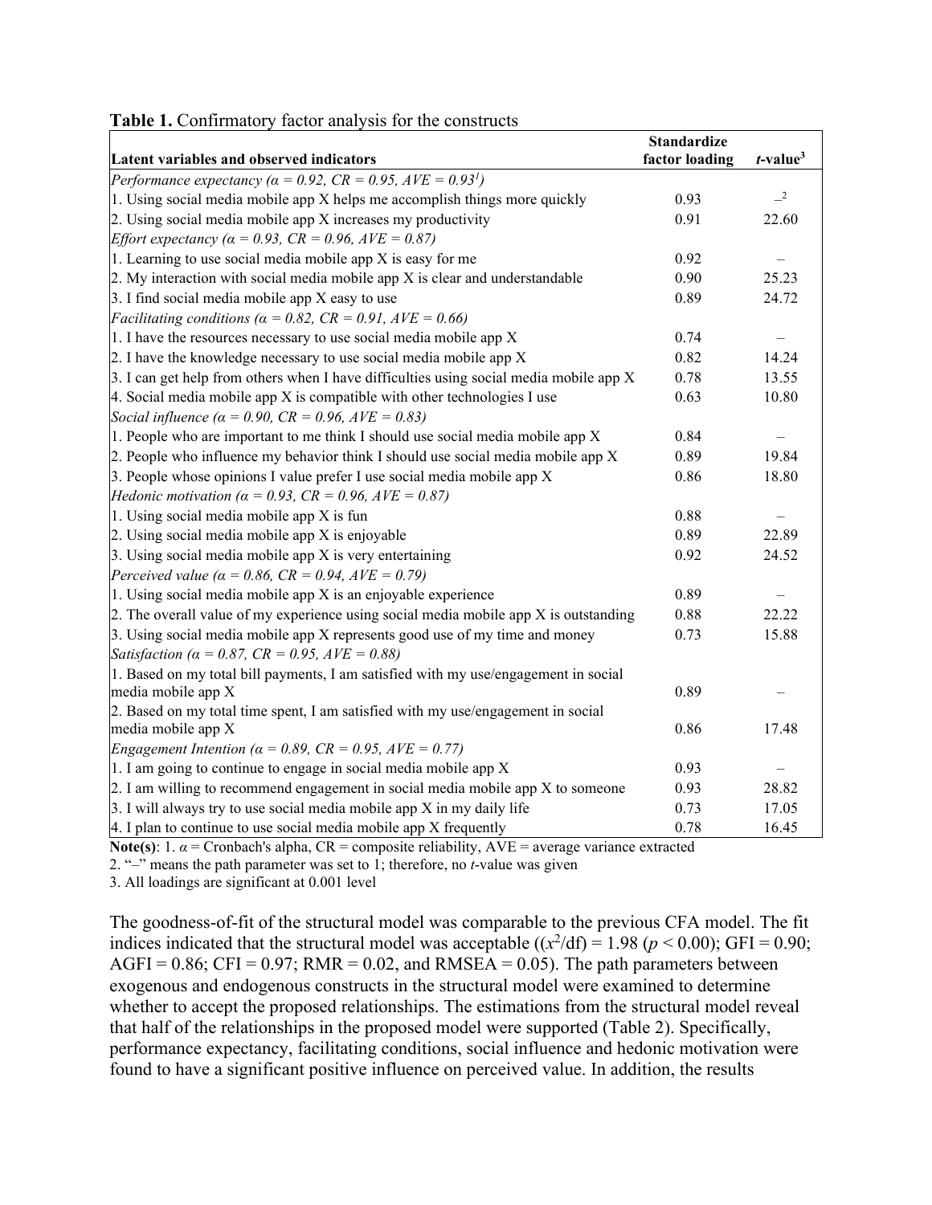**Table 1.** Confirmatory factor analysis for the constructs

| Latent variables and observed indicators | Standardize factor loading | *t*-value[3] |
|---|---|---|
| *Performance expectancy (α = 0.92, CR = 0.95, AVE = 0.93[1])* | | |
| 1. Using social media mobile app X helps me accomplish things more quickly | 0.93 | –[2] |
| 2. Using social media mobile app X increases my productivity | 0.91 | 22.60 |
| *Effort expectancy (α = 0.93, CR = 0.96, AVE = 0.87)* | | |
| 1. Learning to use social media mobile app X is easy for me | 0.92 | – |
| 2. My interaction with social media mobile app X is clear and understandable | 0.90 | 25.23 |
| 3. I find social media mobile app X easy to use | 0.89 | 24.72 |
| *Facilitating conditions (α = 0.82, CR = 0.91, AVE = 0.66)* | | |
| 1. I have the resources necessary to use social media mobile app X | 0.74 | – |
| 2. I have the knowledge necessary to use social media mobile app X | 0.82 | 14.24 |
| 3. I can get help from others when I have difficulties using social media mobile app X | 0.78 | 13.55 |
| 4. Social media mobile app X is compatible with other technologies I use | 0.63 | 10.80 |
| *Social influence (α = 0.90, CR = 0.96, AVE = 0.83)* | | |
| 1. People who are important to me think I should use social media mobile app X | 0.84 | – |
| 2. People who influence my behavior think I should use social media mobile app X | 0.89 | 19.84 |
| 3. People whose opinions I value prefer I use social media mobile app X | 0.86 | 18.80 |
| *Hedonic motivation (α = 0.93, CR = 0.96, AVE = 0.87)* | | |
| 1. Using social media mobile app X is fun | 0.88 | – |
| 2. Using social media mobile app X is enjoyable | 0.89 | 22.89 |
| 3. Using social media mobile app X is very entertaining | 0.92 | 24.52 |
| *Perceived value (α = 0.86, CR = 0.94, AVE = 0.79)* | | |
| 1. Using social media mobile app X is an enjoyable experience | 0.89 | – |
| 2. The overall value of my experience using social media mobile app X is outstanding | 0.88 | 22.22 |
| 3. Using social media mobile app X represents good use of my time and money | 0.73 | 15.88 |
| *Satisfaction (α = 0.87, CR = 0.95, AVE = 0.88)* | | |
| 1. Based on my total bill payments, I am satisfied with my use/engagement in social media mobile app X | 0.89 | – |
| 2. Based on my total time spent, I am satisfied with my use/engagement in social media mobile app X | 0.86 | 17.48 |
| *Engagement Intention (α = 0.89, CR = 0.95, AVE = 0.77)* | | |
| 1. I am going to continue to engage in social media mobile app X | 0.93 | – |
| 2. I am willing to recommend engagement in social media mobile app X to someone | 0.93 | 28.82 |
| 3. I will always try to use social media mobile app X in my daily life | 0.73 | 17.05 |
| 4. I plan to continue to use social media mobile app X frequently | 0.78 | 16.45 |

**Note(s)**: 1. α = Cronbach's alpha, CR = composite reliability, AVE = average variance extracted
2. "–" means the path parameter was set to 1; therefore, no *t*-value was given
3. All loadings are significant at 0.001 level

The goodness-of-fit of the structural model was comparable to the previous CFA model. The fit indices indicated that the structural model was acceptable (($x^2$/df) = 1.98 ($p < 0.00$); GFI = 0.90; AGFI = 0.86; CFI = 0.97; RMR = 0.02, and RMSEA = 0.05). The path parameters between exogenous and endogenous constructs in the structural model were examined to determine whether to accept the proposed relationships. The estimations from the structural model reveal that half of the relationships in the proposed model were supported (Table 2). Specifically, performance expectancy, facilitating conditions, social influence and hedonic motivation were found to have a significant positive influence on perceived value. In addition, the results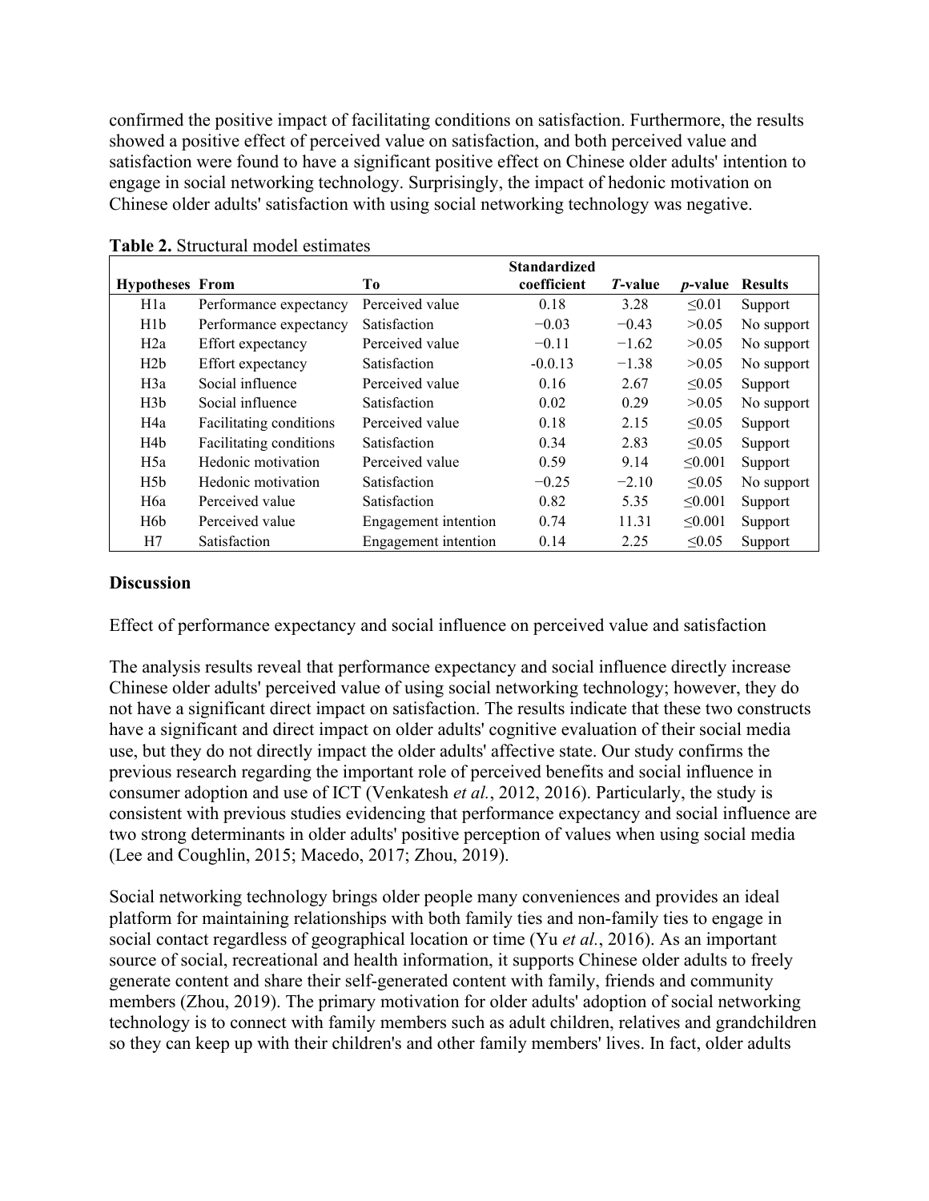confirmed the positive impact of facilitating conditions on satisfaction. Furthermore, the results showed a positive effect of perceived value on satisfaction, and both perceived value and satisfaction were found to have a significant positive effect on Chinese older adults' intention to engage in social networking technology. Surprisingly, the impact of hedonic motivation on Chinese older adults' satisfaction with using social networking technology was negative.

**Table 2.** Structural model estimates

| Hypotheses | From | To | Standardized coefficient | *T*-value | *p*-value | Results |
|---|---|---|---|---|---|---|
| H1a | Performance expectancy | Perceived value | 0.18 | 3.28 | ≤0.01 | Support |
| H1b | Performance expectancy | Satisfaction | −0.03 | −0.43 | >0.05 | No support |
| H2a | Effort expectancy | Perceived value | −0.11 | −1.62 | >0.05 | No support |
| H2b | Effort expectancy | Satisfaction | -0.0.13 | −1.38 | >0.05 | No support |
| H3a | Social influence | Perceived value | 0.16 | 2.67 | ≤0.05 | Support |
| H3b | Social influence | Satisfaction | 0.02 | 0.29 | >0.05 | No support |
| H4a | Facilitating conditions | Perceived value | 0.18 | 2.15 | ≤0.05 | Support |
| H4b | Facilitating conditions | Satisfaction | 0.34 | 2.83 | ≤0.05 | Support |
| H5a | Hedonic motivation | Perceived value | 0.59 | 9.14 | ≤0.001 | Support |
| H5b | Hedonic motivation | Satisfaction | −0.25 | −2.10 | ≤0.05 | No support |
| H6a | Perceived value | Satisfaction | 0.82 | 5.35 | ≤0.001 | Support |
| H6b | Perceived value | Engagement intention | 0.74 | 11.31 | ≤0.001 | Support |
| H7 | Satisfaction | Engagement intention | 0.14 | 2.25 | ≤0.05 | Support |

## Discussion

Effect of performance expectancy and social influence on perceived value and satisfaction

The analysis results reveal that performance expectancy and social influence directly increase Chinese older adults' perceived value of using social networking technology; however, they do not have a significant direct impact on satisfaction. The results indicate that these two constructs have a significant and direct impact on older adults' cognitive evaluation of their social media use, but they do not directly impact the older adults' affective state. Our study confirms the previous research regarding the important role of perceived benefits and social influence in consumer adoption and use of ICT (Venkatesh *et al.*, 2012, 2016). Particularly, the study is consistent with previous studies evidencing that performance expectancy and social influence are two strong determinants in older adults' positive perception of values when using social media (Lee and Coughlin, 2015; Macedo, 2017; Zhou, 2019).

Social networking technology brings older people many conveniences and provides an ideal platform for maintaining relationships with both family ties and non-family ties to engage in social contact regardless of geographical location or time (Yu *et al.*, 2016). As an important source of social, recreational and health information, it supports Chinese older adults to freely generate content and share their self-generated content with family, friends and community members (Zhou, 2019). The primary motivation for older adults' adoption of social networking technology is to connect with family members such as adult children, relatives and grandchildren so they can keep up with their children's and other family members' lives. In fact, older adults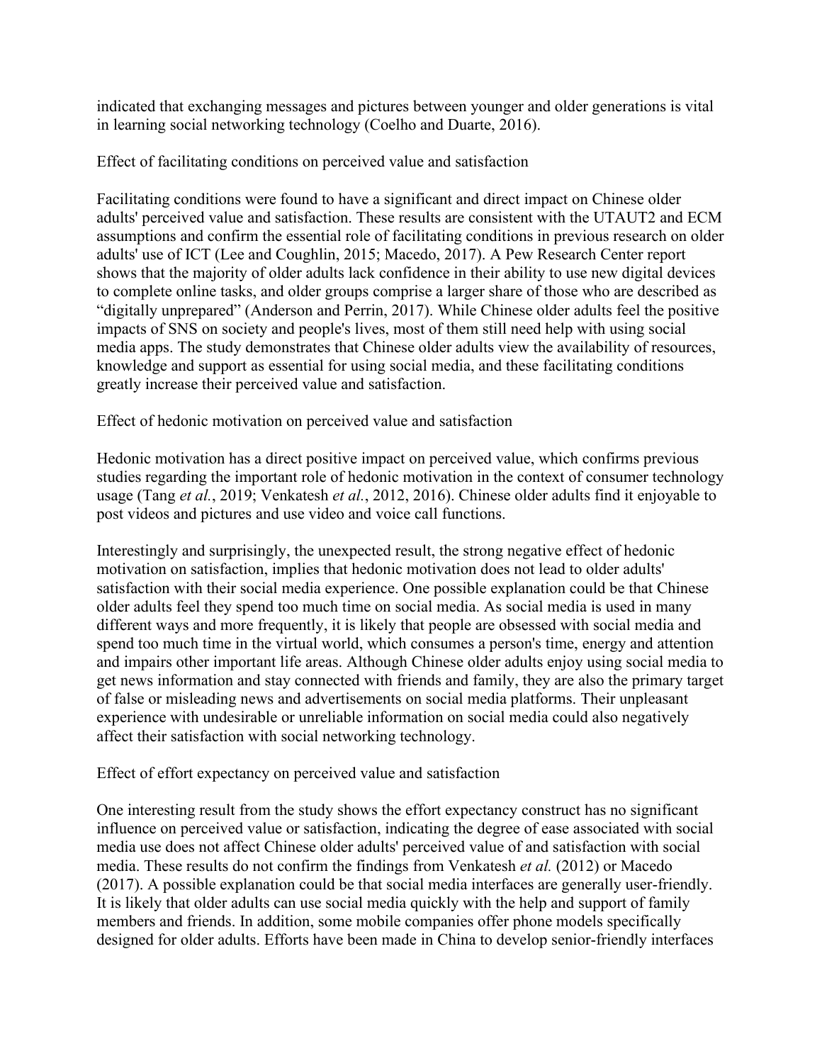indicated that exchanging messages and pictures between younger and older generations is vital in learning social networking technology (Coelho and Duarte, 2016).

### Effect of facilitating conditions on perceived value and satisfaction

Facilitating conditions were found to have a significant and direct impact on Chinese older adults' perceived value and satisfaction. These results are consistent with the UTAUT2 and ECM assumptions and confirm the essential role of facilitating conditions in previous research on older adults' use of ICT (Lee and Coughlin, 2015; Macedo, 2017). A Pew Research Center report shows that the majority of older adults lack confidence in their ability to use new digital devices to complete online tasks, and older groups comprise a larger share of those who are described as "digitally unprepared" (Anderson and Perrin, 2017). While Chinese older adults feel the positive impacts of SNS on society and people's lives, most of them still need help with using social media apps. The study demonstrates that Chinese older adults view the availability of resources, knowledge and support as essential for using social media, and these facilitating conditions greatly increase their perceived value and satisfaction.

### Effect of hedonic motivation on perceived value and satisfaction

Hedonic motivation has a direct positive impact on perceived value, which confirms previous studies regarding the important role of hedonic motivation in the context of consumer technology usage (Tang *et al.*, 2019; Venkatesh *et al.*, 2012, 2016). Chinese older adults find it enjoyable to post videos and pictures and use video and voice call functions.

Interestingly and surprisingly, the unexpected result, the strong negative effect of hedonic motivation on satisfaction, implies that hedonic motivation does not lead to older adults' satisfaction with their social media experience. One possible explanation could be that Chinese older adults feel they spend too much time on social media. As social media is used in many different ways and more frequently, it is likely that people are obsessed with social media and spend too much time in the virtual world, which consumes a person's time, energy and attention and impairs other important life areas. Although Chinese older adults enjoy using social media to get news information and stay connected with friends and family, they are also the primary target of false or misleading news and advertisements on social media platforms. Their unpleasant experience with undesirable or unreliable information on social media could also negatively affect their satisfaction with social networking technology.

### Effect of effort expectancy on perceived value and satisfaction

One interesting result from the study shows the effort expectancy construct has no significant influence on perceived value or satisfaction, indicating the degree of ease associated with social media use does not affect Chinese older adults' perceived value of and satisfaction with social media. These results do not confirm the findings from Venkatesh *et al.* (2012) or Macedo (2017). A possible explanation could be that social media interfaces are generally user-friendly. It is likely that older adults can use social media quickly with the help and support of family members and friends. In addition, some mobile companies offer phone models specifically designed for older adults. Efforts have been made in China to develop senior-friendly interfaces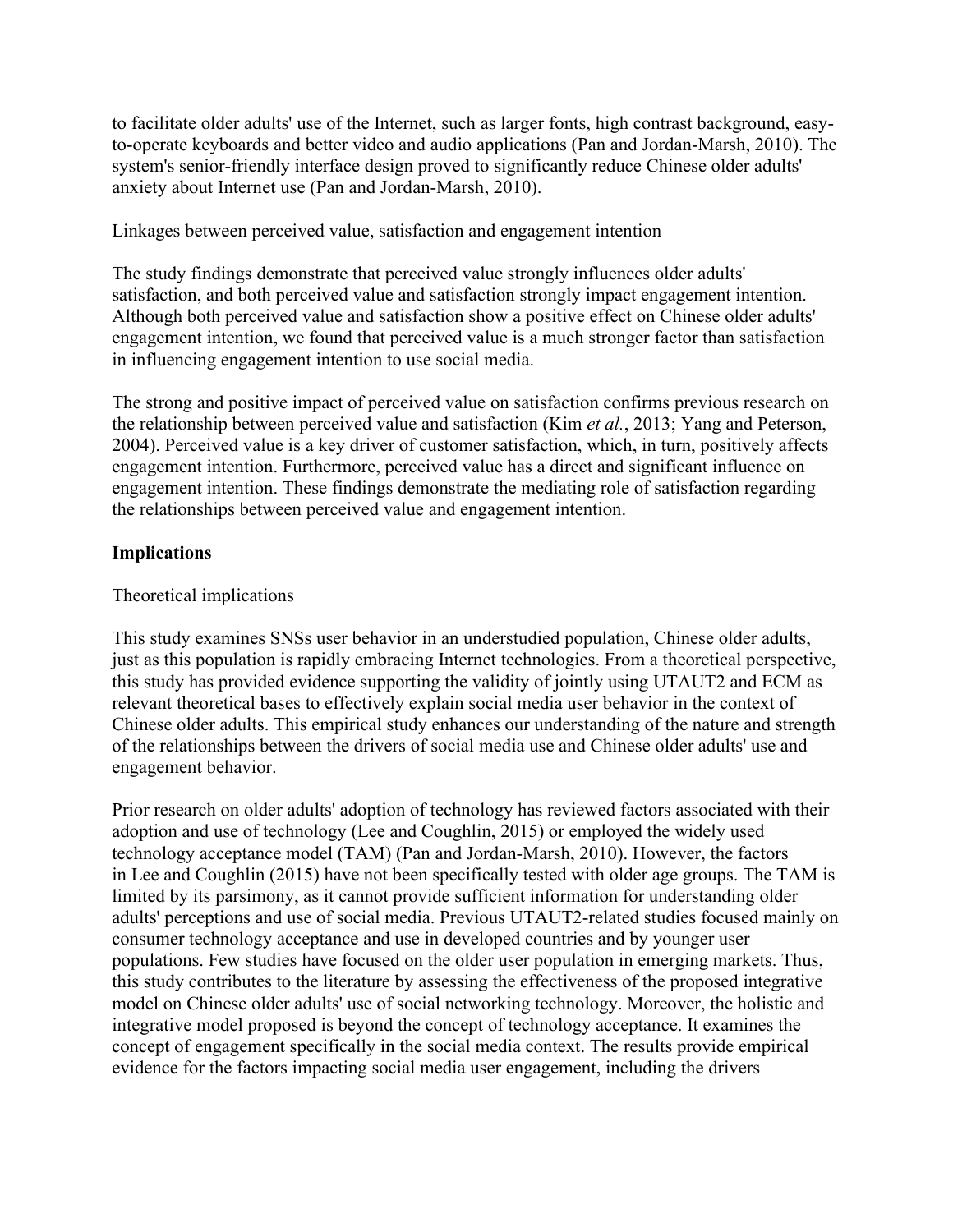to facilitate older adults' use of the Internet, such as larger fonts, high contrast background, easy-to-operate keyboards and better video and audio applications (Pan and Jordan-Marsh, 2010). The system's senior-friendly interface design proved to significantly reduce Chinese older adults' anxiety about Internet use (Pan and Jordan-Marsh, 2010).

### Linkages between perceived value, satisfaction and engagement intention

The study findings demonstrate that perceived value strongly influences older adults' satisfaction, and both perceived value and satisfaction strongly impact engagement intention. Although both perceived value and satisfaction show a positive effect on Chinese older adults' engagement intention, we found that perceived value is a much stronger factor than satisfaction in influencing engagement intention to use social media.

The strong and positive impact of perceived value on satisfaction confirms previous research on the relationship between perceived value and satisfaction (Kim *et al.*, 2013; Yang and Peterson, 2004). Perceived value is a key driver of customer satisfaction, which, in turn, positively affects engagement intention. Furthermore, perceived value has a direct and significant influence on engagement intention. These findings demonstrate the mediating role of satisfaction regarding the relationships between perceived value and engagement intention.

## Implications

### Theoretical implications

This study examines SNSs user behavior in an understudied population, Chinese older adults, just as this population is rapidly embracing Internet technologies. From a theoretical perspective, this study has provided evidence supporting the validity of jointly using UTAUT2 and ECM as relevant theoretical bases to effectively explain social media user behavior in the context of Chinese older adults. This empirical study enhances our understanding of the nature and strength of the relationships between the drivers of social media use and Chinese older adults' use and engagement behavior.

Prior research on older adults' adoption of technology has reviewed factors associated with their adoption and use of technology (Lee and Coughlin, 2015) or employed the widely used technology acceptance model (TAM) (Pan and Jordan-Marsh, 2010). However, the factors in Lee and Coughlin (2015) have not been specifically tested with older age groups. The TAM is limited by its parsimony, as it cannot provide sufficient information for understanding older adults' perceptions and use of social media. Previous UTAUT2-related studies focused mainly on consumer technology acceptance and use in developed countries and by younger user populations. Few studies have focused on the older user population in emerging markets. Thus, this study contributes to the literature by assessing the effectiveness of the proposed integrative model on Chinese older adults' use of social networking technology. Moreover, the holistic and integrative model proposed is beyond the concept of technology acceptance. It examines the concept of engagement specifically in the social media context. The results provide empirical evidence for the factors impacting social media user engagement, including the drivers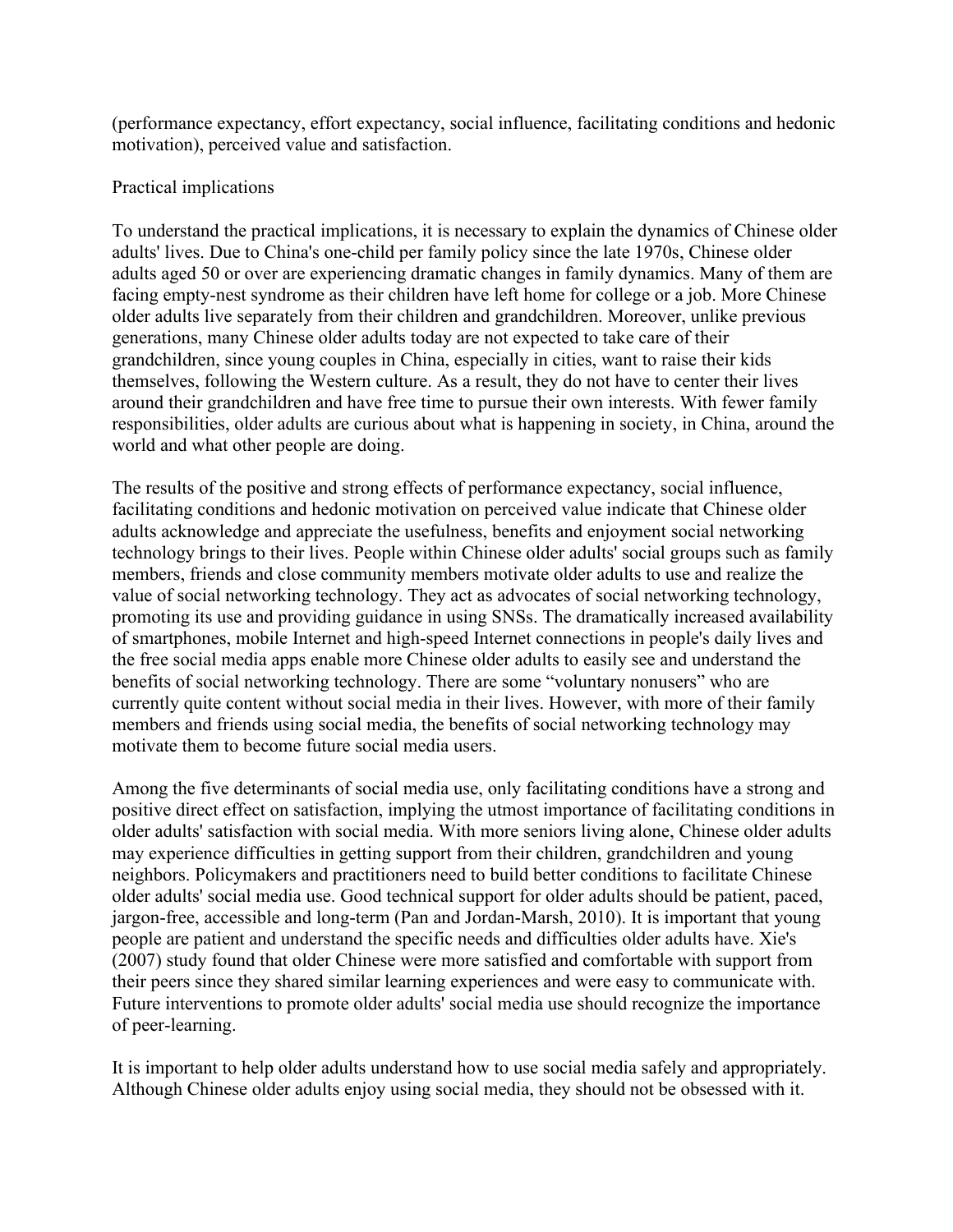(performance expectancy, effort expectancy, social influence, facilitating conditions and hedonic motivation), perceived value and satisfaction.

## Practical implications

To understand the practical implications, it is necessary to explain the dynamics of Chinese older adults' lives. Due to China's one-child per family policy since the late 1970s, Chinese older adults aged 50 or over are experiencing dramatic changes in family dynamics. Many of them are facing empty-nest syndrome as their children have left home for college or a job. More Chinese older adults live separately from their children and grandchildren. Moreover, unlike previous generations, many Chinese older adults today are not expected to take care of their grandchildren, since young couples in China, especially in cities, want to raise their kids themselves, following the Western culture. As a result, they do not have to center their lives around their grandchildren and have free time to pursue their own interests. With fewer family responsibilities, older adults are curious about what is happening in society, in China, around the world and what other people are doing.

The results of the positive and strong effects of performance expectancy, social influence, facilitating conditions and hedonic motivation on perceived value indicate that Chinese older adults acknowledge and appreciate the usefulness, benefits and enjoyment social networking technology brings to their lives. People within Chinese older adults' social groups such as family members, friends and close community members motivate older adults to use and realize the value of social networking technology. They act as advocates of social networking technology, promoting its use and providing guidance in using SNSs. The dramatically increased availability of smartphones, mobile Internet and high-speed Internet connections in people's daily lives and the free social media apps enable more Chinese older adults to easily see and understand the benefits of social networking technology. There are some "voluntary nonusers" who are currently quite content without social media in their lives. However, with more of their family members and friends using social media, the benefits of social networking technology may motivate them to become future social media users.

Among the five determinants of social media use, only facilitating conditions have a strong and positive direct effect on satisfaction, implying the utmost importance of facilitating conditions in older adults' satisfaction with social media. With more seniors living alone, Chinese older adults may experience difficulties in getting support from their children, grandchildren and young neighbors. Policymakers and practitioners need to build better conditions to facilitate Chinese older adults' social media use. Good technical support for older adults should be patient, paced, jargon-free, accessible and long-term (Pan and Jordan-Marsh, 2010). It is important that young people are patient and understand the specific needs and difficulties older adults have. Xie's (2007) study found that older Chinese were more satisfied and comfortable with support from their peers since they shared similar learning experiences and were easy to communicate with. Future interventions to promote older adults' social media use should recognize the importance of peer-learning.

It is important to help older adults understand how to use social media safely and appropriately. Although Chinese older adults enjoy using social media, they should not be obsessed with it.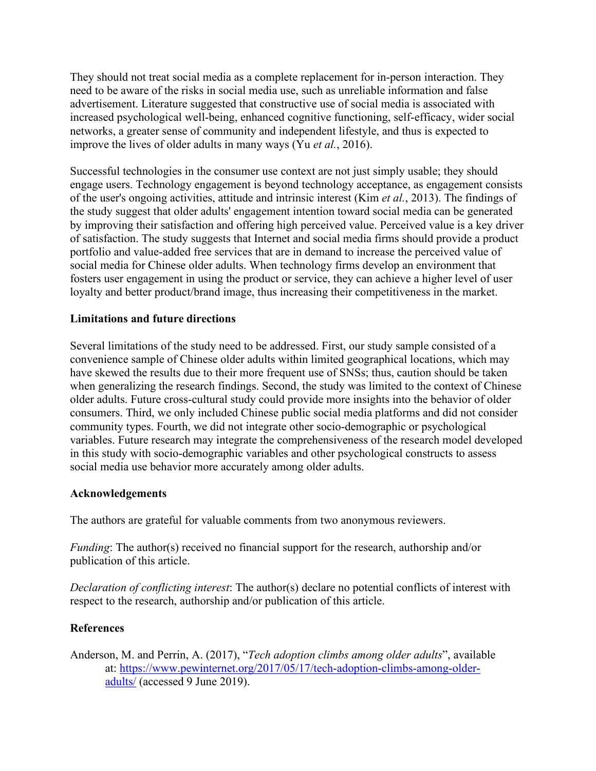They should not treat social media as a complete replacement for in-person interaction. They need to be aware of the risks in social media use, such as unreliable information and false advertisement. Literature suggested that constructive use of social media is associated with increased psychological well-being, enhanced cognitive functioning, self-efficacy, wider social networks, a greater sense of community and independent lifestyle, and thus is expected to improve the lives of older adults in many ways (Yu *et al.*, 2016).

Successful technologies in the consumer use context are not just simply usable; they should engage users. Technology engagement is beyond technology acceptance, as engagement consists of the user's ongoing activities, attitude and intrinsic interest (Kim *et al.*, 2013). The findings of the study suggest that older adults' engagement intention toward social media can be generated by improving their satisfaction and offering high perceived value. Perceived value is a key driver of satisfaction. The study suggests that Internet and social media firms should provide a product portfolio and value-added free services that are in demand to increase the perceived value of social media for Chinese older adults. When technology firms develop an environment that fosters user engagement in using the product or service, they can achieve a higher level of user loyalty and better product/brand image, thus increasing their competitiveness in the market.

## Limitations and future directions

Several limitations of the study need to be addressed. First, our study sample consisted of a convenience sample of Chinese older adults within limited geographical locations, which may have skewed the results due to their more frequent use of SNSs; thus, caution should be taken when generalizing the research findings. Second, the study was limited to the context of Chinese older adults. Future cross-cultural study could provide more insights into the behavior of older consumers. Third, we only included Chinese public social media platforms and did not consider community types. Fourth, we did not integrate other socio-demographic or psychological variables. Future research may integrate the comprehensiveness of the research model developed in this study with socio-demographic variables and other psychological constructs to assess social media use behavior more accurately among older adults.

## Acknowledgements

The authors are grateful for valuable comments from two anonymous reviewers.

*Funding*: The author(s) received no financial support for the research, authorship and/or publication of this article.

*Declaration of conflicting interest*: The author(s) declare no potential conflicts of interest with respect to the research, authorship and/or publication of this article.

## References

Anderson, M. and Perrin, A. (2017), "*Tech adoption climbs among older adults*", available at: https://www.pewinternet.org/2017/05/17/tech-adoption-climbs-among-older-adults/ (accessed 9 June 2019).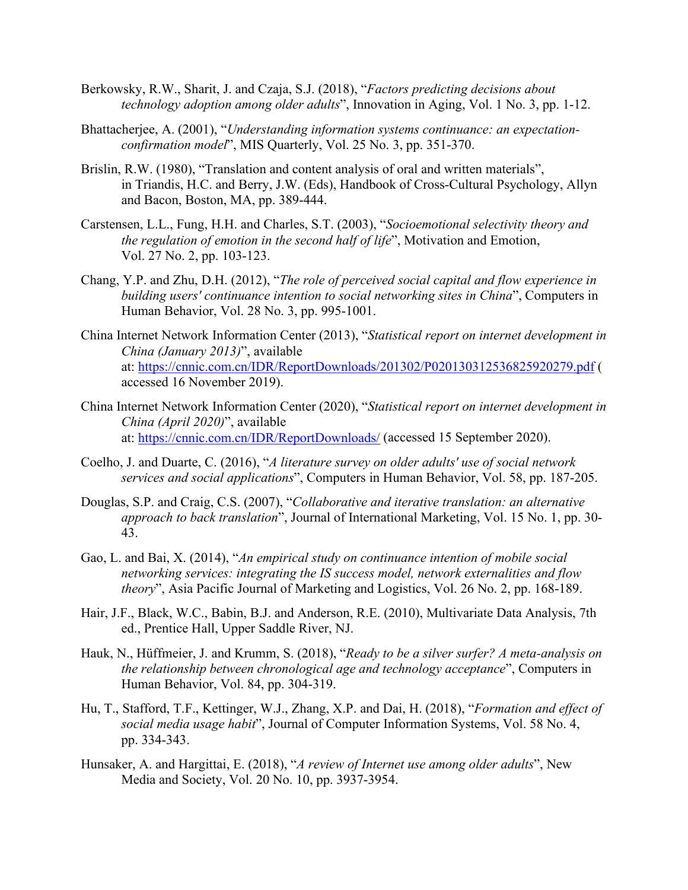Berkowsky, R.W., Sharit, J. and Czaja, S.J. (2018), "*Factors predicting decisions about technology adoption among older adults*", Innovation in Aging, Vol. 1 No. 3, pp. 1-12.

Bhattacherjee, A. (2001), "*Understanding information systems continuance: an expectation-confirmation model*", MIS Quarterly, Vol. 25 No. 3, pp. 351-370.

Brislin, R.W. (1980), "Translation and content analysis of oral and written materials", in Triandis, H.C. and Berry, J.W. (Eds), Handbook of Cross-Cultural Psychology, Allyn and Bacon, Boston, MA, pp. 389-444.

Carstensen, L.L., Fung, H.H. and Charles, S.T. (2003), "*Socioemotional selectivity theory and the regulation of emotion in the second half of life*", Motivation and Emotion, Vol. 27 No. 2, pp. 103-123.

Chang, Y.P. and Zhu, D.H. (2012), "*The role of perceived social capital and flow experience in building users' continuance intention to social networking sites in China*", Computers in Human Behavior, Vol. 28 No. 3, pp. 995-1001.

China Internet Network Information Center (2013), "*Statistical report on internet development in China (January 2013)*", available at: https://cnnic.com.cn/IDR/ReportDownloads/201302/P020130312536825920279.pdf (accessed 16 November 2019).

China Internet Network Information Center (2020), "*Statistical report on internet development in China (April 2020)*", available at: https://cnnic.com.cn/IDR/ReportDownloads/ (accessed 15 September 2020).

Coelho, J. and Duarte, C. (2016), "*A literature survey on older adults' use of social network services and social applications*", Computers in Human Behavior, Vol. 58, pp. 187-205.

Douglas, S.P. and Craig, C.S. (2007), "*Collaborative and iterative translation: an alternative approach to back translation*", Journal of International Marketing, Vol. 15 No. 1, pp. 30-43.

Gao, L. and Bai, X. (2014), "*An empirical study on continuance intention of mobile social networking services: integrating the IS success model, network externalities and flow theory*", Asia Pacific Journal of Marketing and Logistics, Vol. 26 No. 2, pp. 168-189.

Hair, J.F., Black, W.C., Babin, B.J. and Anderson, R.E. (2010), Multivariate Data Analysis, 7th ed., Prentice Hall, Upper Saddle River, NJ.

Hauk, N., Hüffmeier, J. and Krumm, S. (2018), "*Ready to be a silver surfer? A meta-analysis on the relationship between chronological age and technology acceptance*", Computers in Human Behavior, Vol. 84, pp. 304-319.

Hu, T., Stafford, T.F., Kettinger, W.J., Zhang, X.P. and Dai, H. (2018), "*Formation and effect of social media usage habit*", Journal of Computer Information Systems, Vol. 58 No. 4, pp. 334-343.

Hunsaker, A. and Hargittai, E. (2018), "*A review of Internet use among older adults*", New Media and Society, Vol. 20 No. 10, pp. 3937-3954.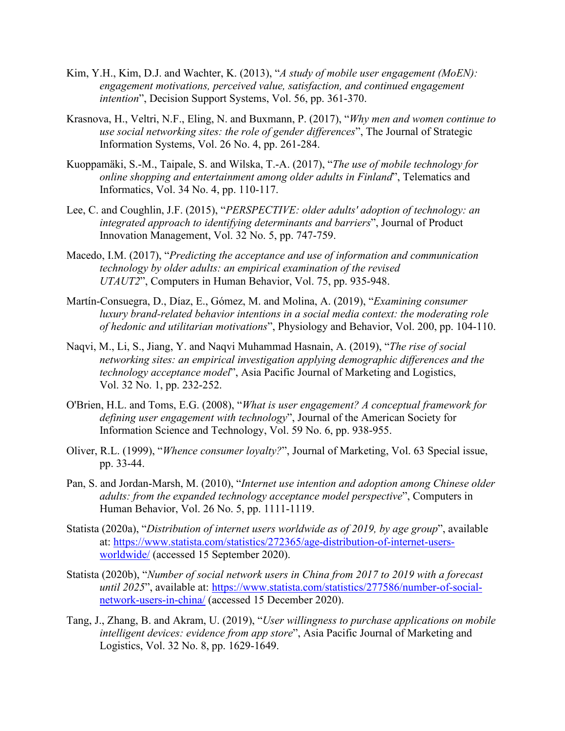Kim, Y.H., Kim, D.J. and Wachter, K. (2013), "*A study of mobile user engagement (MoEN): engagement motivations, perceived value, satisfaction, and continued engagement intention*", Decision Support Systems, Vol. 56, pp. 361-370.

Krasnova, H., Veltri, N.F., Eling, N. and Buxmann, P. (2017), "*Why men and women continue to use social networking sites: the role of gender differences*", The Journal of Strategic Information Systems, Vol. 26 No. 4, pp. 261-284.

Kuoppamäki, S.-M., Taipale, S. and Wilska, T.-A. (2017), "*The use of mobile technology for online shopping and entertainment among older adults in Finland*", Telematics and Informatics, Vol. 34 No. 4, pp. 110-117.

Lee, C. and Coughlin, J.F. (2015), "*PERSPECTIVE: older adults' adoption of technology: an integrated approach to identifying determinants and barriers*", Journal of Product Innovation Management, Vol. 32 No. 5, pp. 747-759.

Macedo, I.M. (2017), "*Predicting the acceptance and use of information and communication technology by older adults: an empirical examination of the revised UTAUT2*", Computers in Human Behavior, Vol. 75, pp. 935-948.

Martín-Consuegra, D., Díaz, E., Gómez, M. and Molina, A. (2019), "*Examining consumer luxury brand-related behavior intentions in a social media context: the moderating role of hedonic and utilitarian motivations*", Physiology and Behavior, Vol. 200, pp. 104-110.

Naqvi, M., Li, S., Jiang, Y. and Naqvi Muhammad Hasnain, A. (2019), "*The rise of social networking sites: an empirical investigation applying demographic differences and the technology acceptance model*", Asia Pacific Journal of Marketing and Logistics, Vol. 32 No. 1, pp. 232-252.

O'Brien, H.L. and Toms, E.G. (2008), "*What is user engagement? A conceptual framework for defining user engagement with technology*", Journal of the American Society for Information Science and Technology, Vol. 59 No. 6, pp. 938-955.

Oliver, R.L. (1999), "*Whence consumer loyalty?*", Journal of Marketing, Vol. 63 Special issue, pp. 33-44.

Pan, S. and Jordan-Marsh, M. (2010), "*Internet use intention and adoption among Chinese older adults: from the expanded technology acceptance model perspective*", Computers in Human Behavior, Vol. 26 No. 5, pp. 1111-1119.

Statista (2020a), "*Distribution of internet users worldwide as of 2019, by age group*", available at: https://www.statista.com/statistics/272365/age-distribution-of-internet-users-worldwide/ (accessed 15 September 2020).

Statista (2020b), "*Number of social network users in China from 2017 to 2019 with a forecast until 2025*", available at: https://www.statista.com/statistics/277586/number-of-social-network-users-in-china/ (accessed 15 December 2020).

Tang, J., Zhang, B. and Akram, U. (2019), "*User willingness to purchase applications on mobile intelligent devices: evidence from app store*", Asia Pacific Journal of Marketing and Logistics, Vol. 32 No. 8, pp. 1629-1649.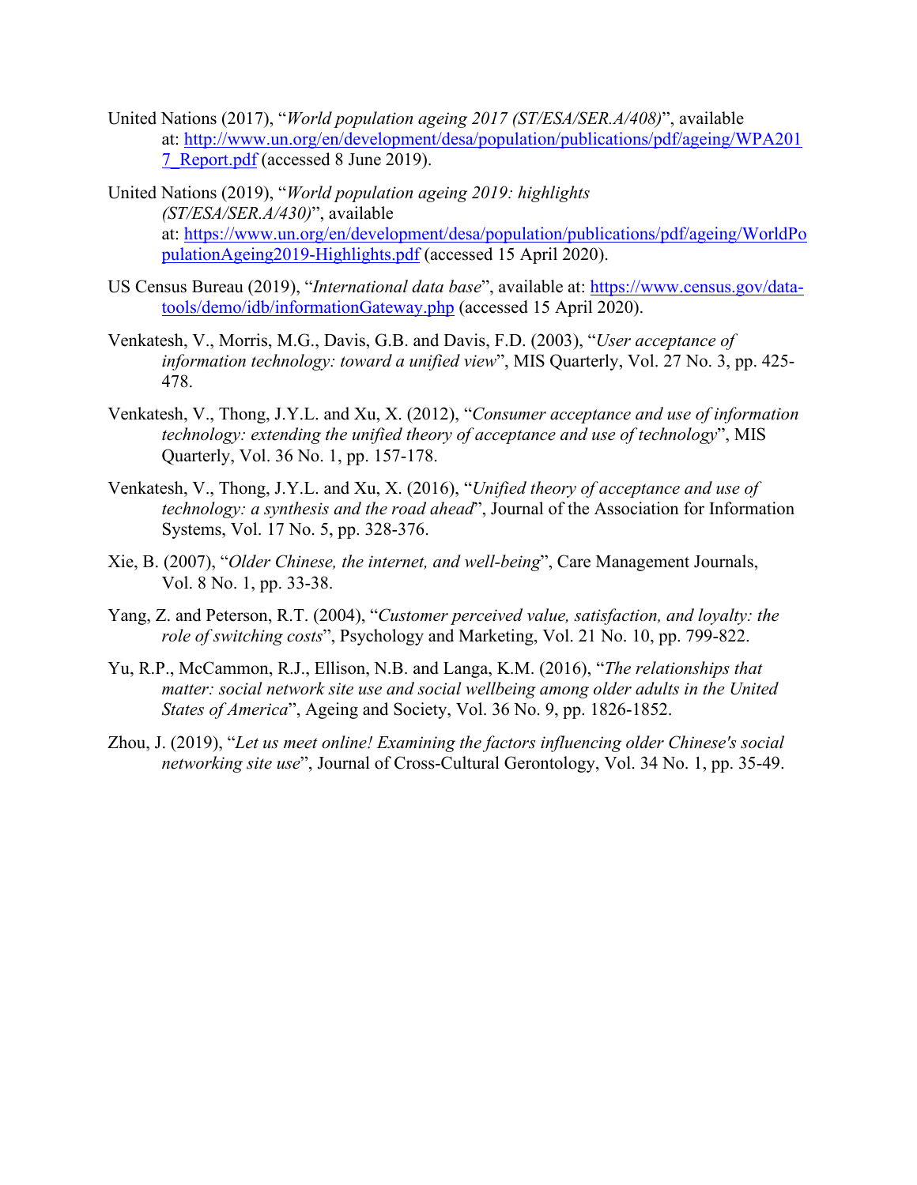United Nations (2017), "*World population ageing 2017 (ST/ESA/SER.A/408)*", available at: http://www.un.org/en/development/desa/population/publications/pdf/ageing/WPA2017_Report.pdf (accessed 8 June 2019).

United Nations (2019), "*World population ageing 2019: highlights (ST/ESA/SER.A/430)*", available at: https://www.un.org/en/development/desa/population/publications/pdf/ageing/WorldPopulationAgeing2019-Highlights.pdf (accessed 15 April 2020).

US Census Bureau (2019), "*International data base*", available at: https://www.census.gov/data-tools/demo/idb/informationGateway.php (accessed 15 April 2020).

Venkatesh, V., Morris, M.G., Davis, G.B. and Davis, F.D. (2003), "*User acceptance of information technology: toward a unified view*", MIS Quarterly, Vol. 27 No. 3, pp. 425-478.

Venkatesh, V., Thong, J.Y.L. and Xu, X. (2012), "*Consumer acceptance and use of information technology: extending the unified theory of acceptance and use of technology*", MIS Quarterly, Vol. 36 No. 1, pp. 157-178.

Venkatesh, V., Thong, J.Y.L. and Xu, X. (2016), "*Unified theory of acceptance and use of technology: a synthesis and the road ahead*", Journal of the Association for Information Systems, Vol. 17 No. 5, pp. 328-376.

Xie, B. (2007), "*Older Chinese, the internet, and well-being*", Care Management Journals, Vol. 8 No. 1, pp. 33-38.

Yang, Z. and Peterson, R.T. (2004), "*Customer perceived value, satisfaction, and loyalty: the role of switching costs*", Psychology and Marketing, Vol. 21 No. 10, pp. 799-822.

Yu, R.P., McCammon, R.J., Ellison, N.B. and Langa, K.M. (2016), "*The relationships that matter: social network site use and social wellbeing among older adults in the United States of America*", Ageing and Society, Vol. 36 No. 9, pp. 1826-1852.

Zhou, J. (2019), "*Let us meet online! Examining the factors influencing older Chinese's social networking site use*", Journal of Cross-Cultural Gerontology, Vol. 34 No. 1, pp. 35-49.